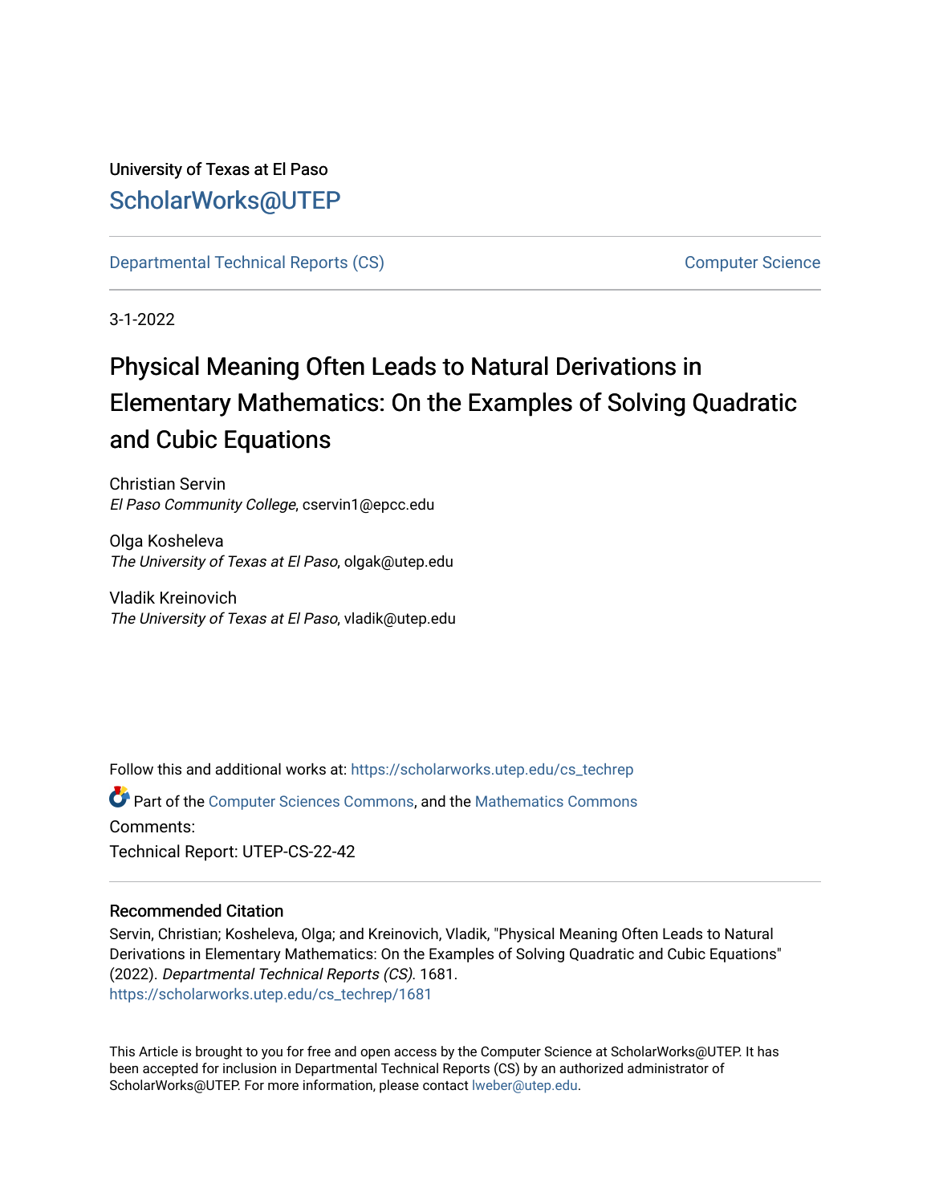University of Texas at El Paso

ScholarWorks@UTEP

Departmental Technical Reports (CS) — Computer Science

3-1-2022

# Physical Meaning Often Leads to Natural Derivations in Elementary Mathematics: On the Examples of Solving Quadratic and Cubic Equations

Christian Servin
*El Paso Community College*, cservin1@epcc.edu

Olga Kosheleva
*The University of Texas at El Paso*, olgak@utep.edu

Vladik Kreinovich
*The University of Texas at El Paso*, vladik@utep.edu

Follow this and additional works at: https://scholarworks.utep.edu/cs_techrep

Part of the Computer Sciences Commons, and the Mathematics Commons

Comments:

Technical Report: UTEP-CS-22-42

### Recommended Citation

Servin, Christian; Kosheleva, Olga; and Kreinovich, Vladik, "Physical Meaning Often Leads to Natural Derivations in Elementary Mathematics: On the Examples of Solving Quadratic and Cubic Equations" (2022). *Departmental Technical Reports (CS)*. 1681.
https://scholarworks.utep.edu/cs_techrep/1681

This Article is brought to you for free and open access by the Computer Science at ScholarWorks@UTEP. It has been accepted for inclusion in Departmental Technical Reports (CS) by an authorized administrator of ScholarWorks@UTEP. For more information, please contact lweber@utep.edu.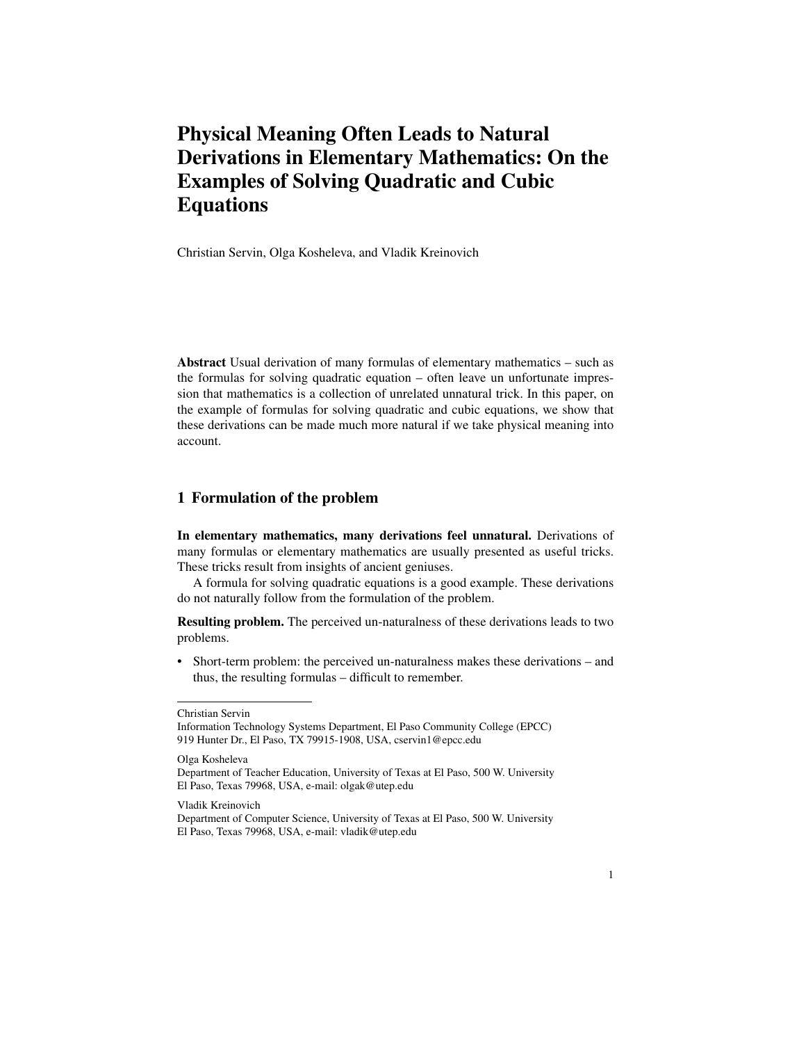# Physical Meaning Often Leads to Natural Derivations in Elementary Mathematics: On the Examples of Solving Quadratic and Cubic Equations

Christian Servin, Olga Kosheleva, and Vladik Kreinovich

**Abstract** Usual derivation of many formulas of elementary mathematics – such as the formulas for solving quadratic equation – often leave un unfortunate impression that mathematics is a collection of unrelated unnatural trick. In this paper, on the example of formulas for solving quadratic and cubic equations, we show that these derivations can be made much more natural if we take physical meaning into account.

## 1 Formulation of the problem

**In elementary mathematics, many derivations feel unnatural.** Derivations of many formulas or elementary mathematics are usually presented as useful tricks. These tricks result from insights of ancient geniuses.

A formula for solving quadratic equations is a good example. These derivations do not naturally follow from the formulation of the problem.

**Resulting problem.** The perceived un-naturalness of these derivations leads to two problems.

- Short-term problem: the perceived un-naturalness makes these derivations – and thus, the resulting formulas – difficult to remember.

---

Christian Servin
Information Technology Systems Department, El Paso Community College (EPCC)
919 Hunter Dr., El Paso, TX 79915-1908, USA, cservin1@epcc.edu

Olga Kosheleva
Department of Teacher Education, University of Texas at El Paso, 500 W. University
El Paso, Texas 79968, USA, e-mail: olgak@utep.edu

Vladik Kreinovich
Department of Computer Science, University of Texas at El Paso, 500 W. University
El Paso, Texas 79968, USA, e-mail: vladik@utep.edu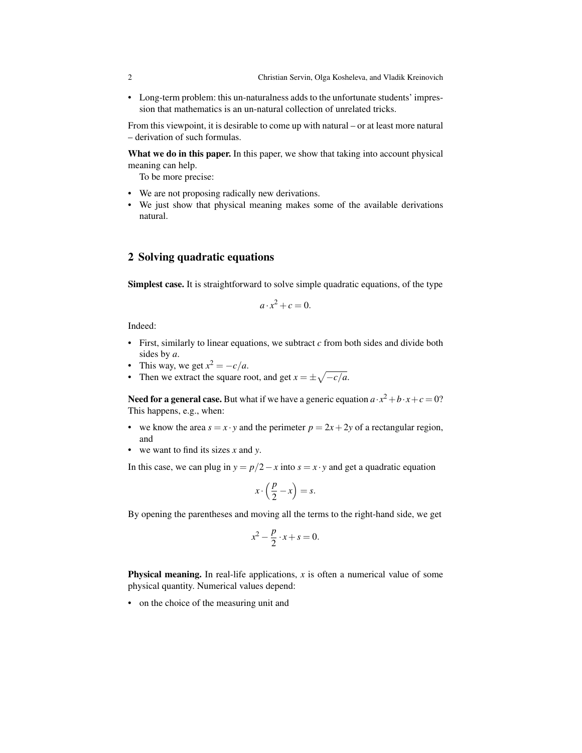- Long-term problem: this un-naturalness adds to the unfortunate students' impression that mathematics is an un-natural collection of unrelated tricks.

From this viewpoint, it is desirable to come up with natural – or at least more natural – derivation of such formulas.

**What we do in this paper.** In this paper, we show that taking into account physical meaning can help.

To be more precise:

- We are not proposing radically new derivations.
- We just show that physical meaning makes some of the available derivations natural.

## 2 Solving quadratic equations

**Simplest case.** It is straightforward to solve simple quadratic equations, of the type

$$a \cdot x^2 + c = 0.$$

Indeed:

- First, similarly to linear equations, we subtract $c$ from both sides and divide both sides by $a$.
- This way, we get $x^2 = -c/a$.
- Then we extract the square root, and get $x = \pm\sqrt{-c/a}$.

**Need for a general case.** But what if we have a generic equation $a \cdot x^2 + b \cdot x + c = 0$? This happens, e.g., when:

- we know the area $s = x \cdot y$ and the perimeter $p = 2x + 2y$ of a rectangular region, and
- we want to find its sizes $x$ and $y$.

In this case, we can plug in $y = p/2 - x$ into $s = x \cdot y$ and get a quadratic equation

$$x \cdot \left(\frac{p}{2} - x\right) = s.$$

By opening the parentheses and moving all the terms to the right-hand side, we get

$$x^2 - \frac{p}{2} \cdot x + s = 0.$$

**Physical meaning.** In real-life applications, $x$ is often a numerical value of some physical quantity. Numerical values depend:

- on the choice of the measuring unit and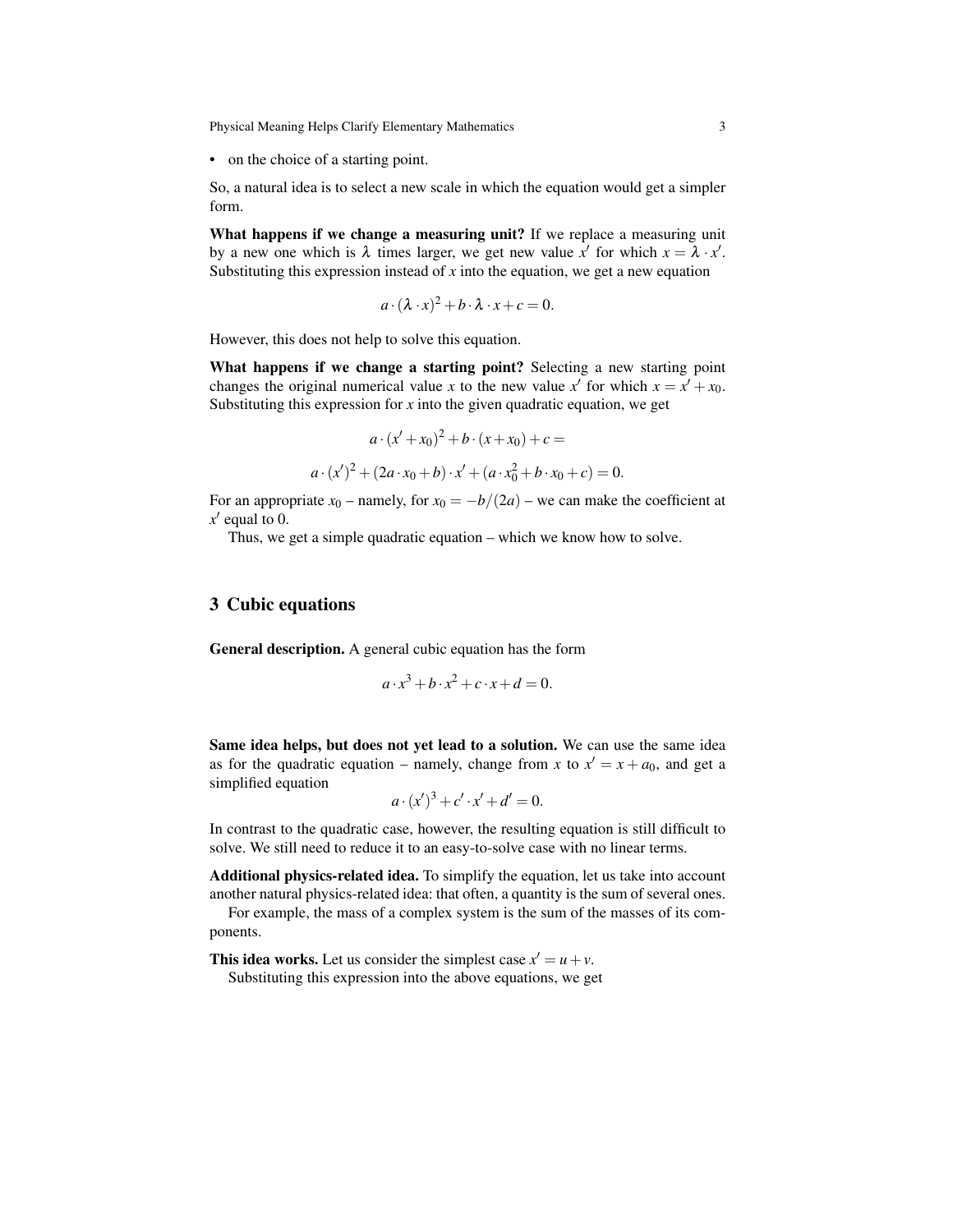- on the choice of a starting point.

So, a natural idea is to select a new scale in which the equation would get a simpler form.

**What happens if we change a measuring unit?** If we replace a measuring unit by a new one which is $\lambda$ times larger, we get new value $x'$ for which $x = \lambda \cdot x'$. Substituting this expression instead of $x$ into the equation, we get a new equation

$$a \cdot (\lambda \cdot x)^2 + b \cdot \lambda \cdot x + c = 0.$$

However, this does not help to solve this equation.

**What happens if we change a starting point?** Selecting a new starting point changes the original numerical value $x$ to the new value $x'$ for which $x = x' + x_0$. Substituting this expression for $x$ into the given quadratic equation, we get

$$a \cdot (x' + x_0)^2 + b \cdot (x + x_0) + c =$$

$$a \cdot (x')^2 + (2a \cdot x_0 + b) \cdot x' + (a \cdot x_0^2 + b \cdot x_0 + c) = 0.$$

For an appropriate $x_0$ – namely, for $x_0 = -b/(2a)$ – we can make the coefficient at $x'$ equal to 0.

Thus, we get a simple quadratic equation – which we know how to solve.

## 3 Cubic equations

**General description.** A general cubic equation has the form

$$a \cdot x^3 + b \cdot x^2 + c \cdot x + d = 0.$$

**Same idea helps, but does not yet lead to a solution.** We can use the same idea as for the quadratic equation – namely, change from $x$ to $x' = x + a_0$, and get a simplified equation

$$a \cdot (x')^3 + c' \cdot x' + d' = 0.$$

In contrast to the quadratic case, however, the resulting equation is still difficult to solve. We still need to reduce it to an easy-to-solve case with no linear terms.

**Additional physics-related idea.** To simplify the equation, let us take into account another natural physics-related idea: that often, a quantity is the sum of several ones.

For example, the mass of a complex system is the sum of the masses of its components.

**This idea works.** Let us consider the simplest case $x' = u + v$.

Substituting this expression into the above equations, we get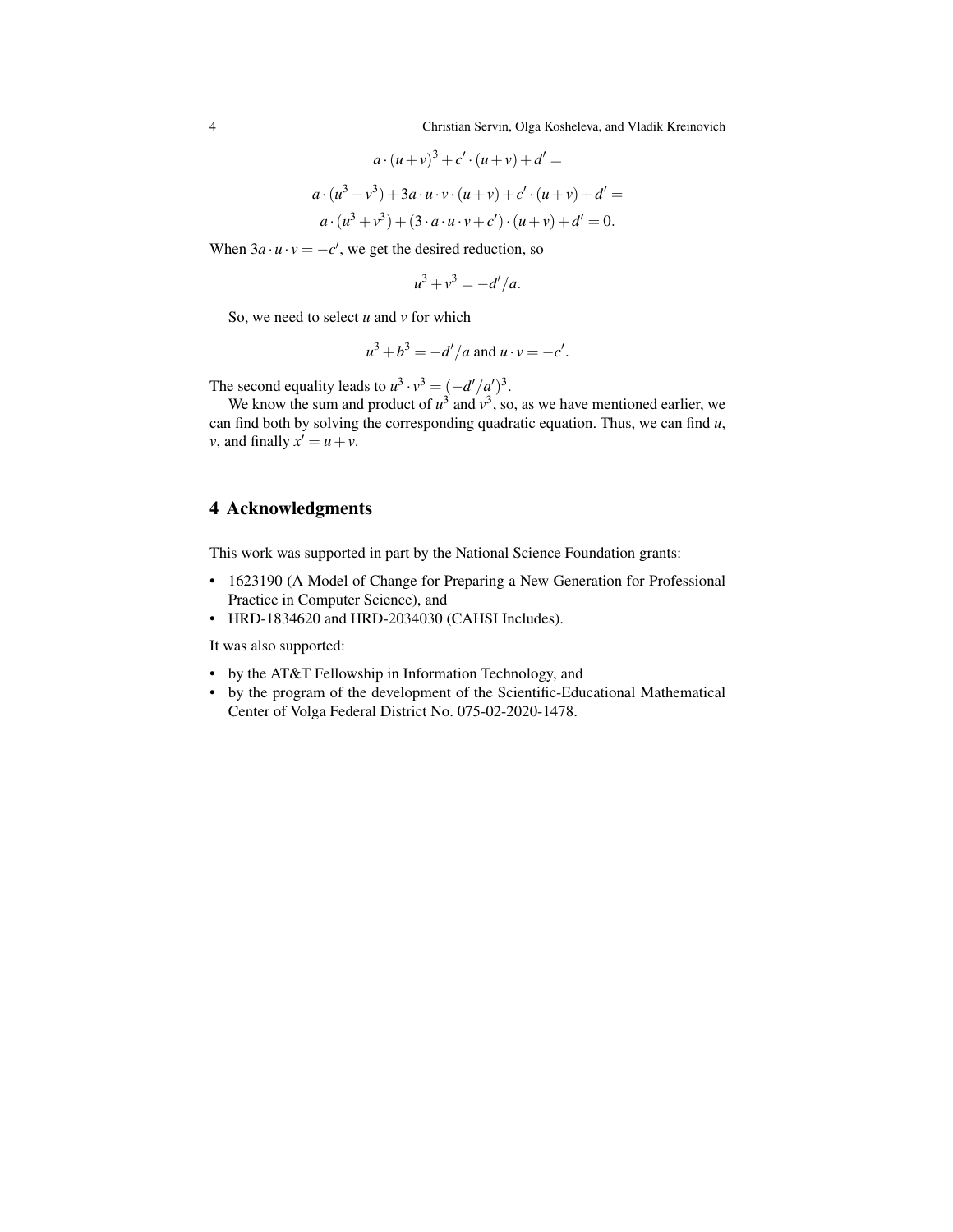$$a \cdot (u+v)^3 + c' \cdot (u+v) + d' =$$

$$a \cdot (u^3 + v^3) + 3a \cdot u \cdot v \cdot (u+v) + c' \cdot (u+v) + d' =$$

$$a \cdot (u^3 + v^3) + (3 \cdot a \cdot u \cdot v + c') \cdot (u+v) + d' = 0.$$

When $3a \cdot u \cdot v = -c'$, we get the desired reduction, so

$$u^3 + v^3 = -d'/a.$$

So, we need to select $u$ and $v$ for which

$$u^3 + b^3 = -d'/a \text{ and } u \cdot v = -c'.$$

The second equality leads to $u^3 \cdot v^3 = (-d'/a')^3$.

We know the sum and product of $u^3$ and $v^3$, so, as we have mentioned earlier, we can find both by solving the corresponding quadratic equation. Thus, we can find $u$, $v$, and finally $x' = u + v$.

## 4 Acknowledgments

This work was supported in part by the National Science Foundation grants:

- 1623190 (A Model of Change for Preparing a New Generation for Professional Practice in Computer Science), and
- HRD-1834620 and HRD-2034030 (CAHSI Includes).

It was also supported:

- by the AT&T Fellowship in Information Technology, and
- by the program of the development of the Scientific-Educational Mathematical Center of Volga Federal District No. 075-02-2020-1478.